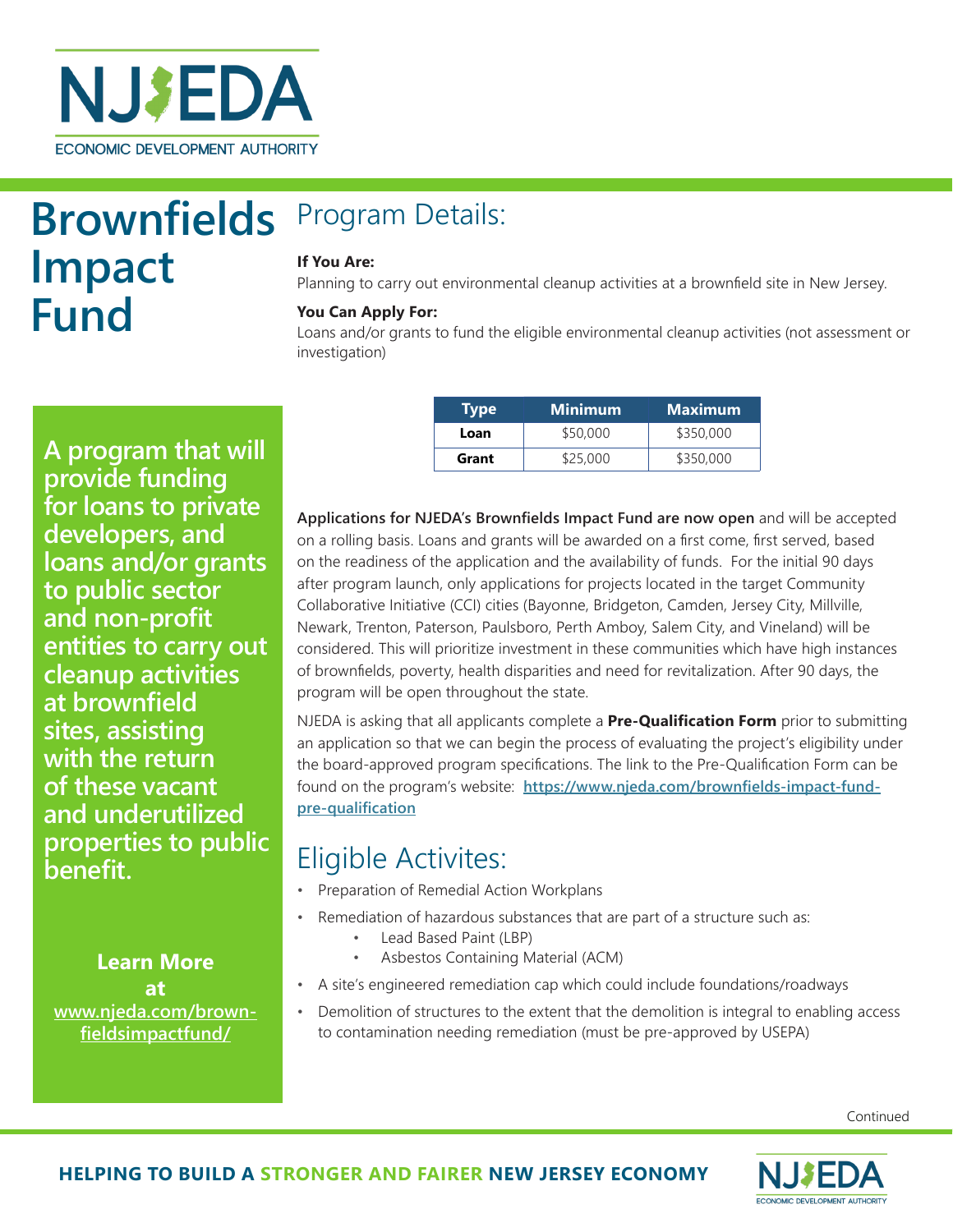NJEDA
ECONOMIC DEVELOPMENT AUTHORITY

# Brownfields Impact Fund

**A program that will provide funding for loans to private developers, and loans and/or grants to public sector and non-profit entities to carry out cleanup activities at brownfield sites, assisting with the return of these vacant and underutilized properties to public benefit.**

**Learn More at**
[www.njeda.com/brownfieldsimpactfund/](www.njeda.com/brownfieldsimpactfund/)

## Program Details:

**If You Are:**
Planning to carry out environmental cleanup activities at a brownfield site in New Jersey.

**You Can Apply For:**
Loans and/or grants to fund the eligible environmental cleanup activities (not assessment or investigation)

| Type | Minimum | Maximum |
|---|---|---|
| **Loan** | $50,000 | $350,000 |
| **Grant** | $25,000 | $350,000 |

**Applications for NJEDA's Brownfields Impact Fund are now open** and will be accepted on a rolling basis. Loans and grants will be awarded on a first come, first served, based on the readiness of the application and the availability of funds. For the initial 90 days after program launch, only applications for projects located in the target Community Collaborative Initiative (CCI) cities (Bayonne, Bridgeton, Camden, Jersey City, Millville, Newark, Trenton, Paterson, Paulsboro, Perth Amboy, Salem City, and Vineland) will be considered. This will prioritize investment in these communities which have high instances of brownfields, poverty, health disparities and need for revitalization. After 90 days, the program will be open throughout the state.

NJEDA is asking that all applicants complete a **Pre-Qualification Form** prior to submitting an application so that we can begin the process of evaluating the project's eligibility under the board-approved program specifications. The link to the Pre-Qualification Form can be found on the program's website: [https://www.njeda.com/brownfields-impact-fund-pre-qualification](https://www.njeda.com/brownfields-impact-fund-pre-qualification)

## Eligible Activites:

- Preparation of Remedial Action Workplans
- Remediation of hazardous substances that are part of a structure such as:
  - Lead Based Paint (LBP)
  - Asbestos Containing Material (ACM)
- A site's engineered remediation cap which could include foundations/roadways
- Demolition of structures to the extent that the demolition is integral to enabling access to contamination needing remediation (must be pre-approved by USEPA)

Continued

**HELPING TO BUILD A STRONGER AND FAIRER NEW JERSEY ECONOMY**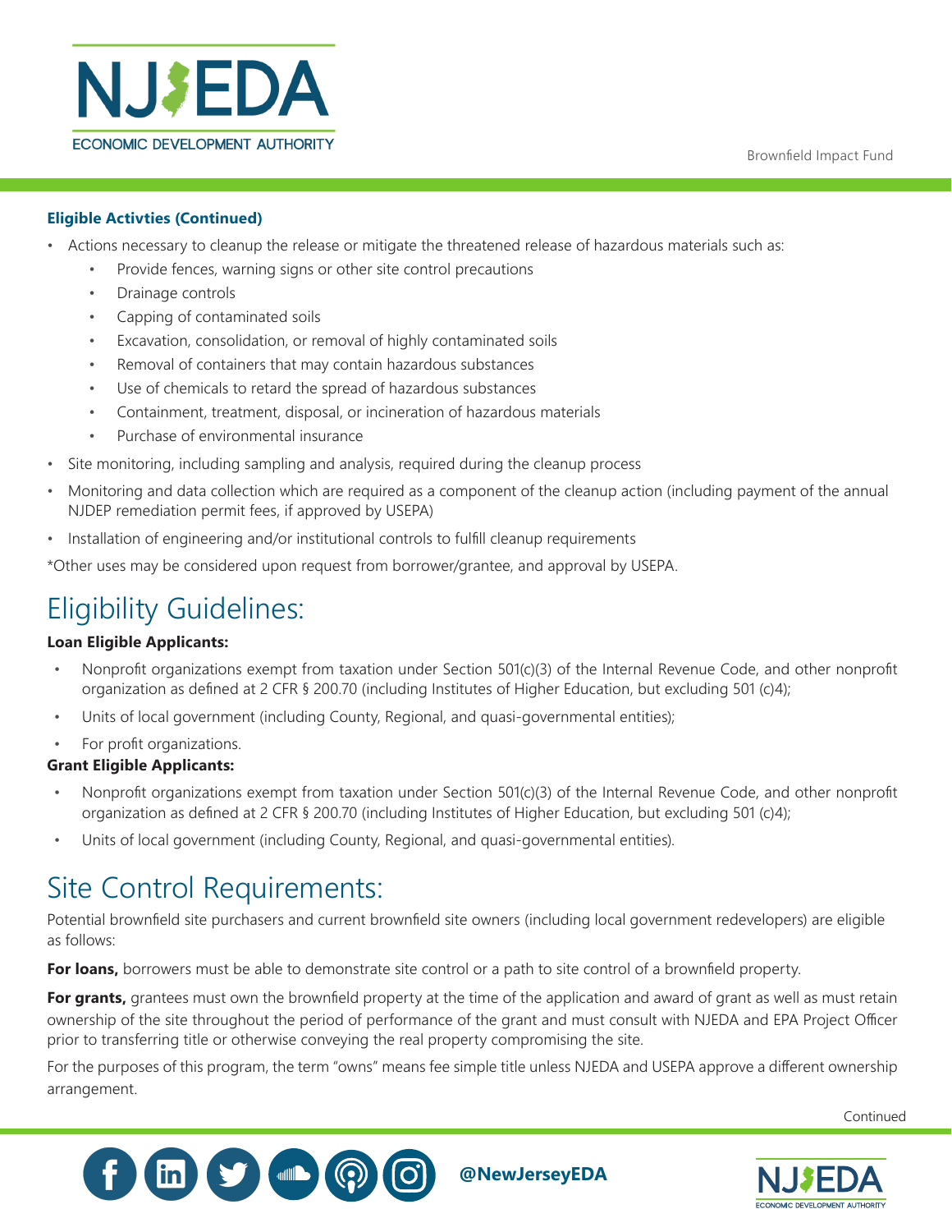**Eligible Activties (Continued)**

- Actions necessary to cleanup the release or mitigate the threatened release of hazardous materials such as:
  - Provide fences, warning signs or other site control precautions
  - Drainage controls
  - Capping of contaminated soils
  - Excavation, consolidation, or removal of highly contaminated soils
  - Removal of containers that may contain hazardous substances
  - Use of chemicals to retard the spread of hazardous substances
  - Containment, treatment, disposal, or incineration of hazardous materials
  - Purchase of environmental insurance
- Site monitoring, including sampling and analysis, required during the cleanup process
- Monitoring and data collection which are required as a component of the cleanup action (including payment of the annual NJDEP remediation permit fees, if approved by USEPA)
- Installation of engineering and/or institutional controls to fulfill cleanup requirements

*Other uses may be considered upon request from borrower/grantee, and approval by USEPA.

# Eligibility Guidelines:

**Loan Eligible Applicants:**

- Nonprofit organizations exempt from taxation under Section 501(c)(3) of the Internal Revenue Code, and other nonprofit organization as defined at 2 CFR § 200.70 (including Institutes of Higher Education, but excluding 501 (c)4);
- Units of local government (including County, Regional, and quasi-governmental entities);
- For profit organizations.

**Grant Eligible Applicants:**

- Nonprofit organizations exempt from taxation under Section 501(c)(3) of the Internal Revenue Code, and other nonprofit organization as defined at 2 CFR § 200.70 (including Institutes of Higher Education, but excluding 501 (c)4);
- Units of local government (including County, Regional, and quasi-governmental entities).

# Site Control Requirements:

Potential brownfield site purchasers and current brownfield site owners (including local government redevelopers) are eligible as follows:

**For loans,** borrowers must be able to demonstrate site control or a path to site control of a brownfield property.

**For grants,** grantees must own the brownfield property at the time of the application and award of grant as well as must retain ownership of the site throughout the period of performance of the grant and must consult with NJEDA and EPA Project Officer prior to transferring title or otherwise conveying the real property compromising the site.

For the purposes of this program, the term "owns" means fee simple title unless NJEDA and USEPA approve a different ownership arrangement.

Continued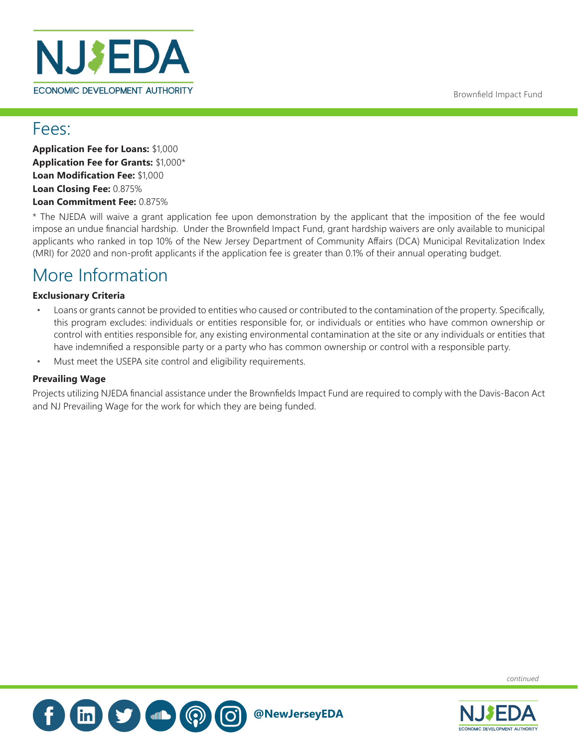## Fees:

**Application Fee for Loans:** $1,000
**Application Fee for Grants:** $1,000*
**Loan Modification Fee:** $1,000
**Loan Closing Fee:** 0.875%
**Loan Commitment Fee:** 0.875%

* The NJEDA will waive a grant application fee upon demonstration by the applicant that the imposition of the fee would impose an undue financial hardship. Under the Brownfield Impact Fund, grant hardship waivers are only available to municipal applicants who ranked in top 10% of the New Jersey Department of Community Affairs (DCA) Municipal Revitalization Index (MRI) for 2020 and non-profit applicants if the application fee is greater than 0.1% of their annual operating budget.

## More Information

**Exclusionary Criteria**

- Loans or grants cannot be provided to entities who caused or contributed to the contamination of the property. Specifically, this program excludes: individuals or entities responsible for, or individuals or entities who have common ownership or control with entities responsible for, any existing environmental contamination at the site or any individuals or entities that have indemnified a responsible party or a party who has common ownership or control with a responsible party.
- Must meet the USEPA site control and eligibility requirements.

**Prevailing Wage**

Projects utilizing NJEDA financial assistance under the Brownfields Impact Fund are required to comply with the Davis-Bacon Act and NJ Prevailing Wage for the work for which they are being funded.

*continued*